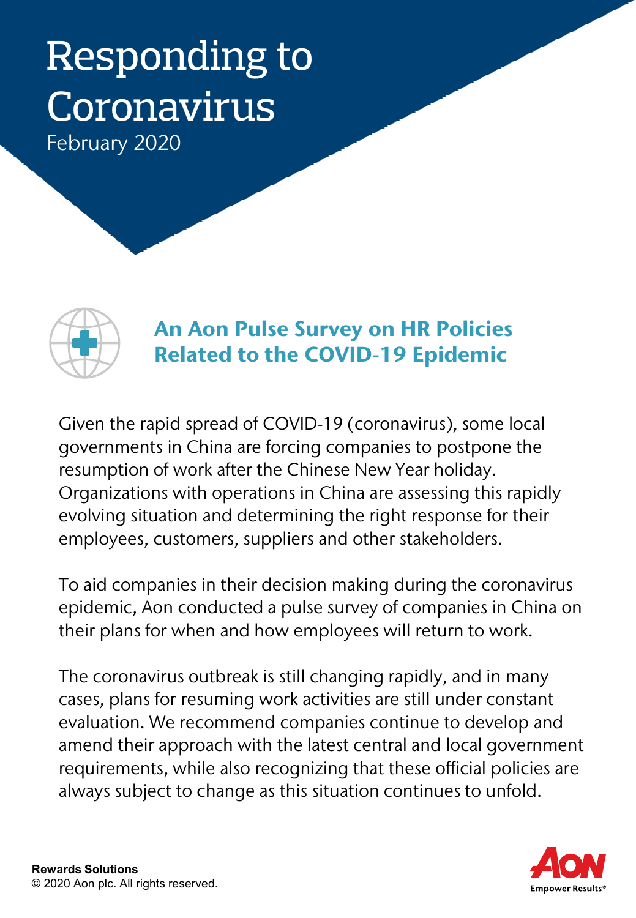# Responding to Coronavirus

February 2020

## An Aon Pulse Survey on HR Policies Related to the COVID-19 Epidemic

Given the rapid spread of COVID-19 (coronavirus), some local governments in China are forcing companies to postpone the resumption of work after the Chinese New Year holiday. Organizations with operations in China are assessing this rapidly evolving situation and determining the right response for their employees, customers, suppliers and other stakeholders.

To aid companies in their decision making during the coronavirus epidemic, Aon conducted a pulse survey of companies in China on their plans for when and how employees will return to work.

The coronavirus outbreak is still changing rapidly, and in many cases, plans for resuming work activities are still under constant evaluation. We recommend companies continue to develop and amend their approach with the latest central and local government requirements, while also recognizing that these official policies are always subject to change as this situation continues to unfold.

**Rewards Solutions**

© 2020 Aon plc. All rights reserved.

Aon
Empower Results®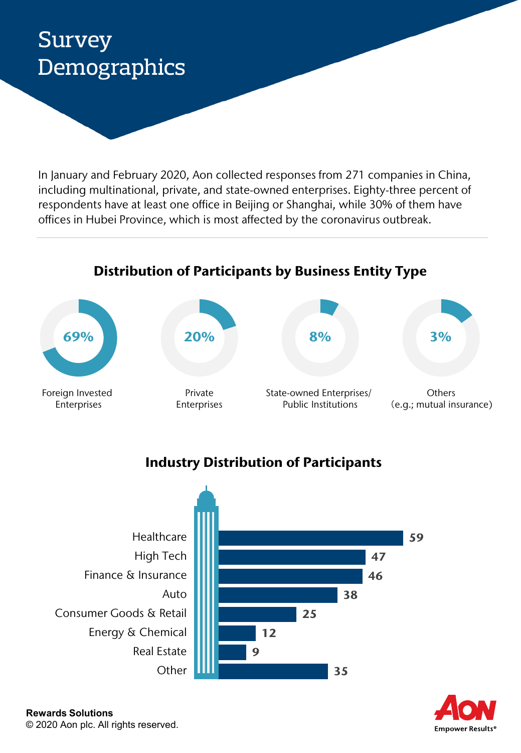# Survey Demographics

In January and February 2020, Aon collected responses from 271 companies in China, including multinational, private, and state-owned enterprises. Eighty-three percent of respondents have at least one office in Beijing or Shanghai, while 30% of them have offices in Hubei Province, which is most affected by the coronavirus outbreak.

## Distribution of Participants by Business Entity Type

| Business Entity Type | Percentage |
| --- | --- |
| Foreign Invested Enterprises | 69% |
| Private Enterprises | 20% |
| State-owned Enterprises/ Public Institutions | 8% |
| Others (e.g.; mutual insurance) | 3% |

## Industry Distribution of Participants

| Industry | Participants |
| --- | --- |
| Healthcare | 59 |
| High Tech | 47 |
| Finance & Insurance | 46 |
| Auto | 38 |
| Consumer Goods & Retail | 25 |
| Energy & Chemical | 12 |
| Real Estate | 9 |
| Other | 35 |

**Rewards Solutions**
© 2020 Aon plc. All rights reserved.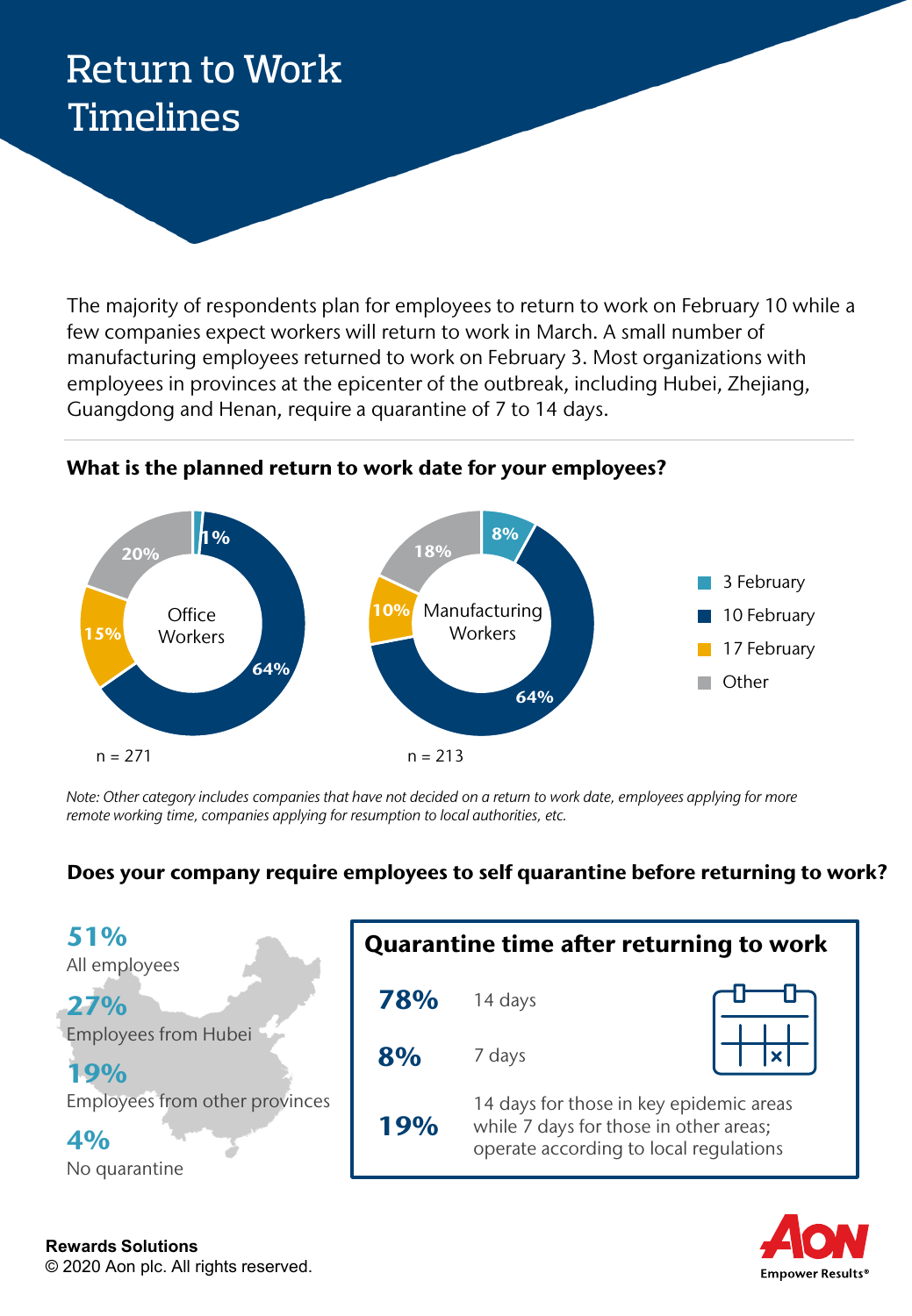# Return to Work Timelines

The majority of respondents plan for employees to return to work on February 10 while a few companies expect workers will return to work in March. A small number of manufacturing employees returned to work on February 3. Most organizations with employees in provinces at the epicenter of the outbreak, including Hubei, Zhejiang, Guangdong and Henan, require a quarantine of 7 to 14 days.

### What is the planned return to work date for your employees?

| Return date | Office Workers (n = 271) | Manufacturing Workers (n = 213) |
|---|---|---|
| 3 February | 1% | 8% |
| 10 February | 64% | 64% |
| 17 February | 15% | 10% |
| Other | 20% | 18% |

*Note: Other category includes companies that have not decided on a return to work date, employees applying for more remote working time, companies applying for resumption to local authorities, etc.*

### Does your company require employees to self quarantine before returning to work?

**51%** All employees

**27%** Employees from Hubei

**19%** Employees from other provinces

**4%** No quarantine

#### Quarantine time after returning to work

| | |
|---|---|
| **78%** | 14 days |
| **8%** | 7 days |
| **19%** | 14 days for those in key epidemic areas while 7 days for those in other areas; operate according to local regulations |

**Rewards Solutions**
© 2020 Aon plc. All rights reserved.

AON Empower Results®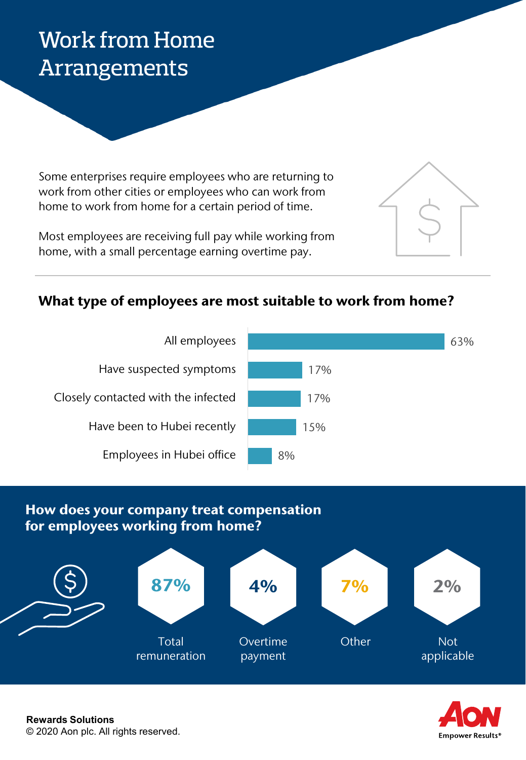# Work from Home Arrangements

Some enterprises require employees who are returning to work from other cities or employees who can work from home to work from home for a certain period of time.

Most employees are receiving full pay while working from home, with a small percentage earning overtime pay.

## What type of employees are most suitable to work from home?

| Employee type | % |
|---|---|
| All employees | 63% |
| Have suspected symptoms | 17% |
| Closely contacted with the infected | 17% |
| Have been to Hubei recently | 15% |
| Employees in Hubei office | 8% |

## How does your company treat compensation for employees working from home?

| Compensation treatment | % |
|---|---|
| Total remuneration | 87% |
| Overtime payment | 4% |
| Other | 7% |
| Not applicable | 2% |

**Rewards Solutions**
© 2020 Aon plc. All rights reserved.

AON Empower Results®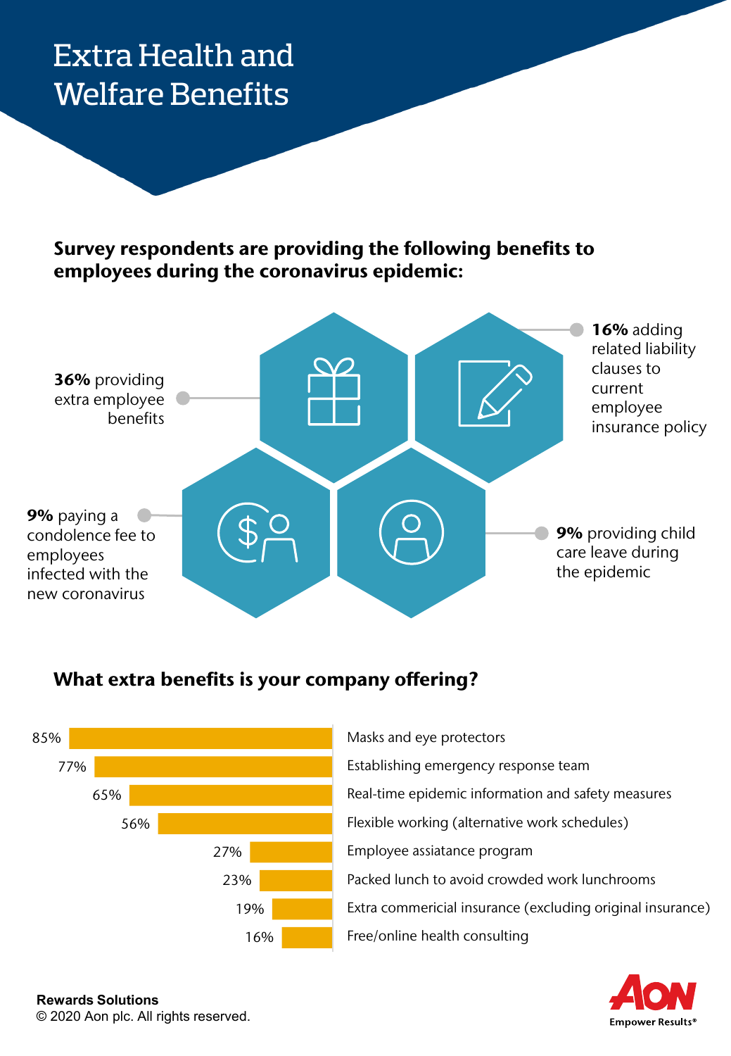# Extra Health and Welfare Benefits

**Survey respondents are providing the following benefits to employees during the coronavirus epidemic:**

- **36%** providing extra employee benefits
- **16%** adding related liability clauses to current employee insurance policy
- **9%** paying a condolence fee to employees infected with the new coronavirus
- **9%** providing child care leave during the epidemic

**What extra benefits is your company offering?**

| % | Benefit |
|---|---|
| 85% | Masks and eye protectors |
| 77% | Establishing emergency response team |
| 65% | Real-time epidemic information and safety measures |
| 56% | Flexible working (alternative work schedules) |
| 27% | Employee assiatance program |
| 23% | Packed lunch to avoid crowded work lunchrooms |
| 19% | Extra commericial insurance (excluding original insurance) |
| 16% | Free/online health consulting |

**Rewards Solutions**
© 2020 Aon plc. All rights reserved.

AON
Empower Results®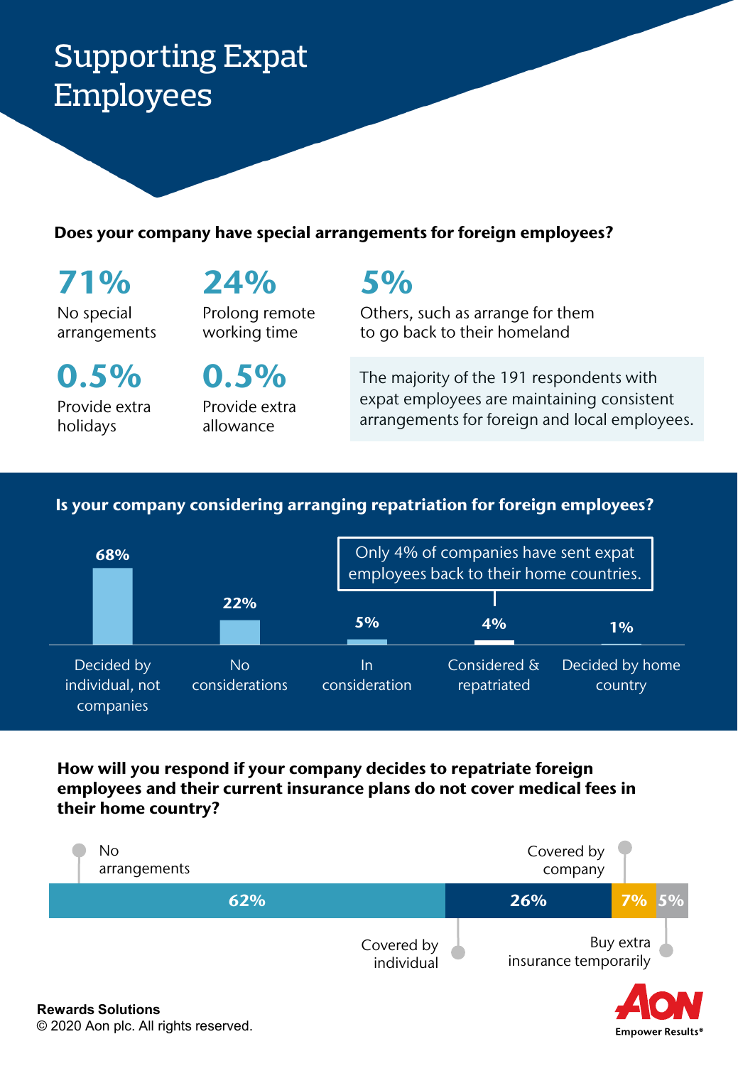# Supporting Expat Employees

**Does your company have special arrangements for foreign employees?**

- **71%** No special arrangements
- **24%** Prolong remote working time
- **5%** Others, such as arrange for them to go back to their homeland
- **0.5%** Provide extra holidays
- **0.5%** Provide extra allowance

The majority of the 191 respondents with expat employees are maintaining consistent arrangements for foreign and local employees.

**Is your company considering arranging repatriation for foreign employees?**

| Response | Percentage |
|---|---|
| Decided by individual, not companies | 68% |
| No considerations | 22% |
| In consideration | 5% |
| Considered & repatriated | 4% |
| Decided by home country | 1% |

Only 4% of companies have sent expat employees back to their home countries.

**How will you respond if your company decides to repatriate foreign employees and their current insurance plans do not cover medical fees in their home country?**

| Response | Percentage |
|---|---|
| No arrangements | 62% |
| Covered by individual | 26% |
| Covered by company | 7% |
| Buy extra insurance temporarily | 5% |

**Rewards Solutions**
© 2020 Aon plc. All rights reserved.

AON Empower Results®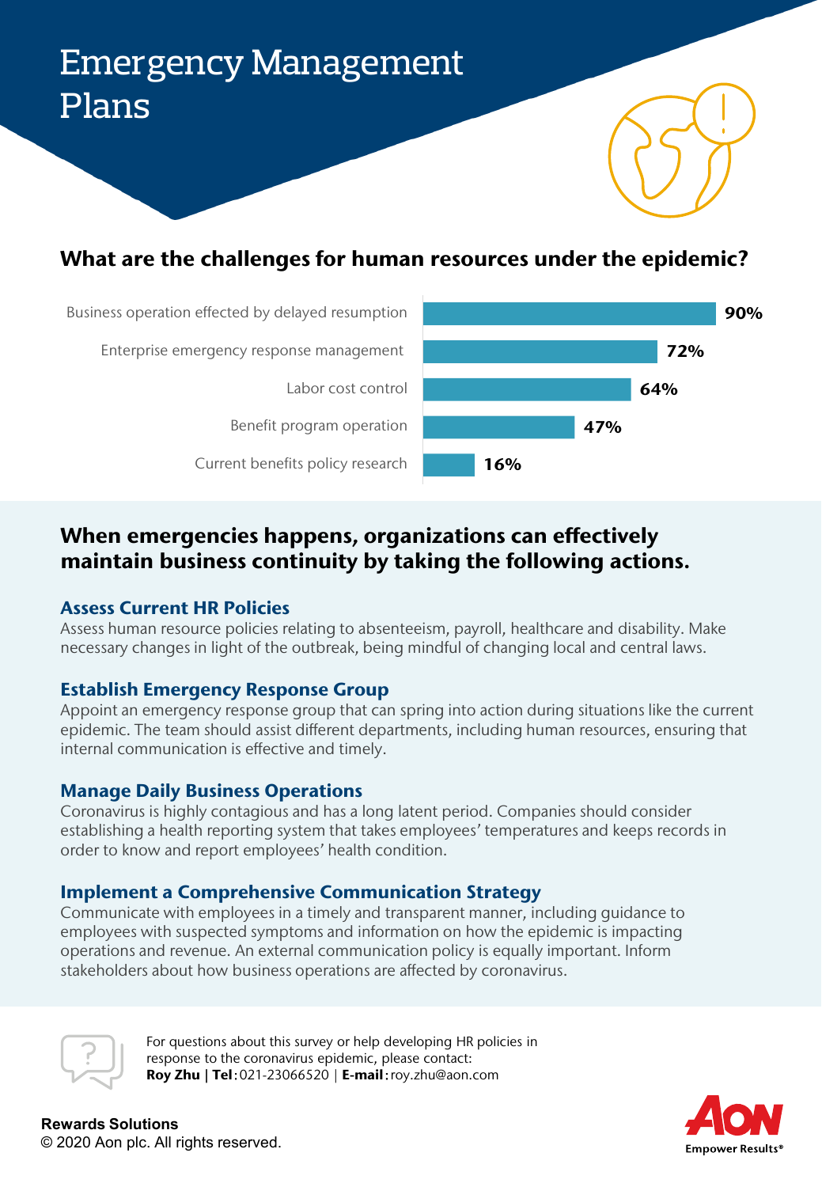# Emergency Management Plans

## What are the challenges for human resources under the epidemic?

Business operation effected by delayed resumption 90%

Enterprise emergency response management 72%

Labor cost control 64%

Benefit program operation 47%

Current benefits policy research 16%

## When emergencies happens, organizations can effectively maintain business continuity by taking the following actions.

### Assess Current HR Policies

Assess human resource policies relating to absenteeism, payroll, healthcare and disability. Make necessary changes in light of the outbreak, being mindful of changing local and central laws.

### Establish Emergency Response Group

Appoint an emergency response group that can spring into action during situations like the current epidemic. The team should assist different departments, including human resources, ensuring that internal communication is effective and timely.

### Manage Daily Business Operations

Coronavirus is highly contagious and has a long latent period. Companies should consider establishing a health reporting system that takes employees' temperatures and keeps records in order to know and report employees' health condition.

### Implement a Comprehensive Communication Strategy

Communicate with employees in a timely and transparent manner, including guidance to employees with suspected symptoms and information on how the epidemic is impacting operations and revenue. An external communication policy is equally important. Inform stakeholders about how business operations are affected by coronavirus.

For questions about this survey or help developing HR policies in response to the coronavirus epidemic, please contact:
**Roy Zhu** | **Tel**: 021-23066520 | **E-mail**: roy.zhu@aon.com

**Rewards Solutions**
© 2020 Aon plc. All rights reserved.

AON
Empower Results®